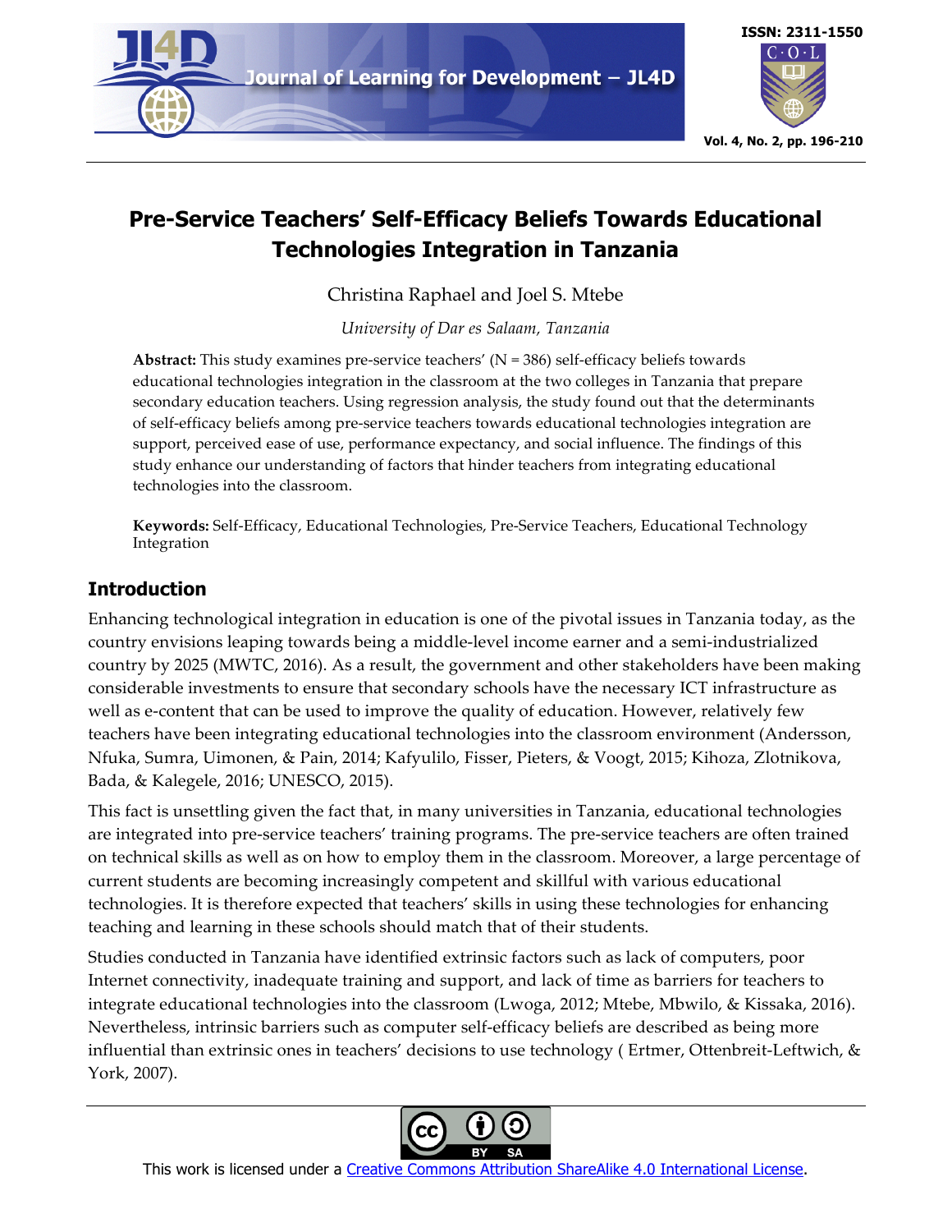# Pre-Service Teachers' Self-Efficacy Beliefs Towards Educational Technologies Integration in Tanzania

Christina Raphael and Joel S. Mtebe

*University of Dar es Salaam, Tanzania*

**Abstract:** This study examines pre-service teachers' (N = 386) self-efficacy beliefs towards educational technologies integration in the classroom at the two colleges in Tanzania that prepare secondary education teachers. Using regression analysis, the study found out that the determinants of self-efficacy beliefs among pre-service teachers towards educational technologies integration are support, perceived ease of use, performance expectancy, and social influence. The findings of this study enhance our understanding of factors that hinder teachers from integrating educational technologies into the classroom.

**Keywords:** Self-Efficacy, Educational Technologies, Pre-Service Teachers, Educational Technology Integration

## Introduction

Enhancing technological integration in education is one of the pivotal issues in Tanzania today, as the country envisions leaping towards being a middle-level income earner and a semi-industrialized country by 2025 (MWTC, 2016). As a result, the government and other stakeholders have been making considerable investments to ensure that secondary schools have the necessary ICT infrastructure as well as e-content that can be used to improve the quality of education. However, relatively few teachers have been integrating educational technologies into the classroom environment (Andersson, Nfuka, Sumra, Uimonen, & Pain, 2014; Kafyulilo, Fisser, Pieters, & Voogt, 2015; Kihoza, Zlotnikova, Bada, & Kalegele, 2016; UNESCO, 2015).

This fact is unsettling given the fact that, in many universities in Tanzania, educational technologies are integrated into pre-service teachers' training programs. The pre-service teachers are often trained on technical skills as well as on how to employ them in the classroom. Moreover, a large percentage of current students are becoming increasingly competent and skillful with various educational technologies. It is therefore expected that teachers' skills in using these technologies for enhancing teaching and learning in these schools should match that of their students.

Studies conducted in Tanzania have identified extrinsic factors such as lack of computers, poor Internet connectivity, inadequate training and support, and lack of time as barriers for teachers to integrate educational technologies into the classroom (Lwoga, 2012; Mtebe, Mbwilo, & Kissaka, 2016). Nevertheless, intrinsic barriers such as computer self-efficacy beliefs are described as being more influential than extrinsic ones in teachers' decisions to use technology ( Ertmer, Ottenbreit-Leftwich, & York, 2007).

This work is licensed under a Creative Commons Attribution ShareAlike 4.0 International License.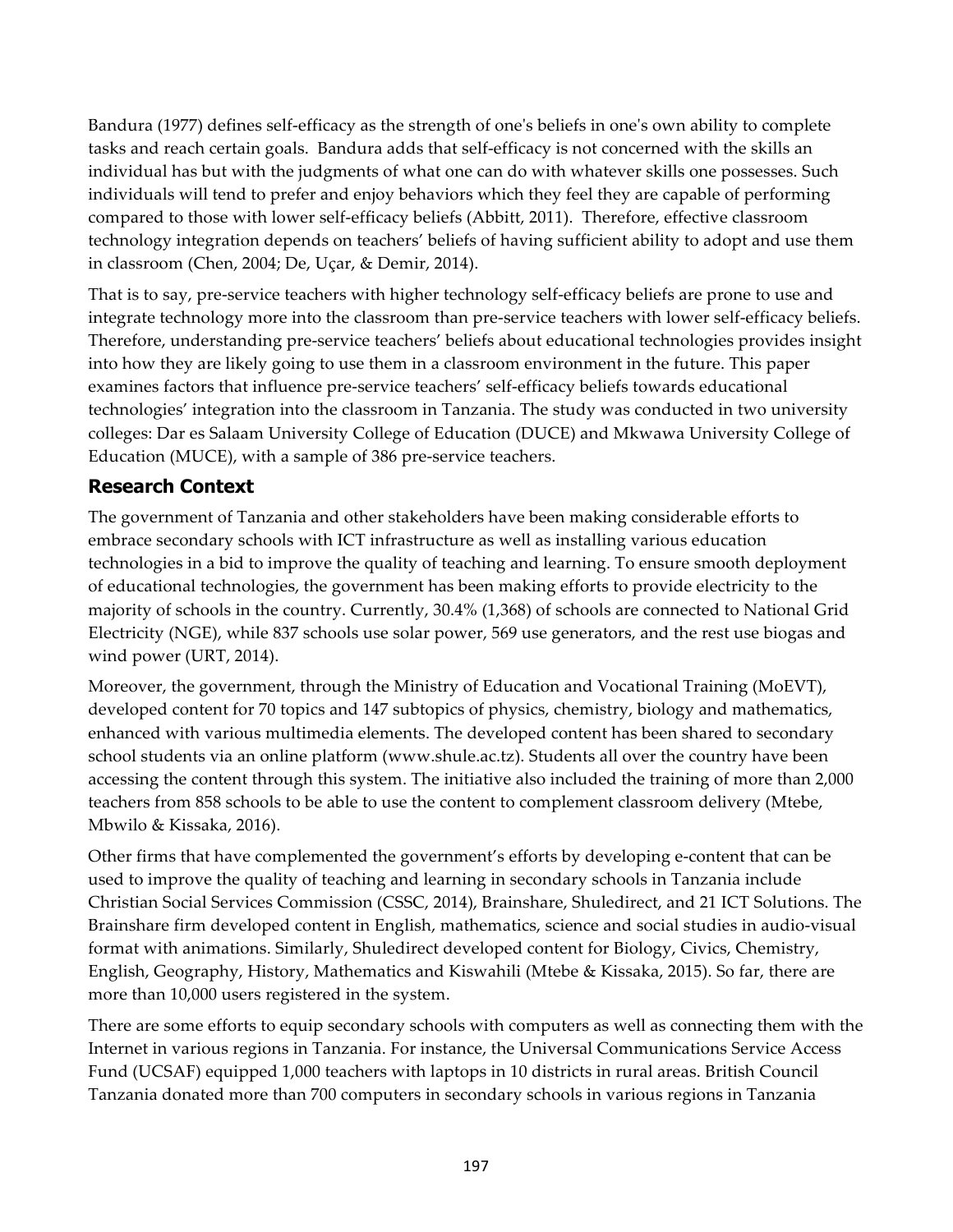Bandura (1977) defines self-efficacy as the strength of one's beliefs in one's own ability to complete tasks and reach certain goals. Bandura adds that self-efficacy is not concerned with the skills an individual has but with the judgments of what one can do with whatever skills one possesses. Such individuals will tend to prefer and enjoy behaviors which they feel they are capable of performing compared to those with lower self-efficacy beliefs (Abbitt, 2011). Therefore, effective classroom technology integration depends on teachers' beliefs of having sufficient ability to adopt and use them in classroom (Chen, 2004; De, Uçar, & Demir, 2014).

That is to say, pre-service teachers with higher technology self-efficacy beliefs are prone to use and integrate technology more into the classroom than pre-service teachers with lower self-efficacy beliefs. Therefore, understanding pre-service teachers' beliefs about educational technologies provides insight into how they are likely going to use them in a classroom environment in the future. This paper examines factors that influence pre-service teachers' self-efficacy beliefs towards educational technologies' integration into the classroom in Tanzania. The study was conducted in two university colleges: Dar es Salaam University College of Education (DUCE) and Mkwawa University College of Education (MUCE), with a sample of 386 pre-service teachers.

## Research Context

The government of Tanzania and other stakeholders have been making considerable efforts to embrace secondary schools with ICT infrastructure as well as installing various education technologies in a bid to improve the quality of teaching and learning. To ensure smooth deployment of educational technologies, the government has been making efforts to provide electricity to the majority of schools in the country. Currently, 30.4% (1,368) of schools are connected to National Grid Electricity (NGE), while 837 schools use solar power, 569 use generators, and the rest use biogas and wind power (URT, 2014).

Moreover, the government, through the Ministry of Education and Vocational Training (MoEVT), developed content for 70 topics and 147 subtopics of physics, chemistry, biology and mathematics, enhanced with various multimedia elements. The developed content has been shared to secondary school students via an online platform (www.shule.ac.tz). Students all over the country have been accessing the content through this system. The initiative also included the training of more than 2,000 teachers from 858 schools to be able to use the content to complement classroom delivery (Mtebe, Mbwilo & Kissaka, 2016).

Other firms that have complemented the government's efforts by developing e-content that can be used to improve the quality of teaching and learning in secondary schools in Tanzania include Christian Social Services Commission (CSSC, 2014), Brainshare, Shuledirect, and 21 ICT Solutions. The Brainshare firm developed content in English, mathematics, science and social studies in audio-visual format with animations. Similarly, Shuledirect developed content for Biology, Civics, Chemistry, English, Geography, History, Mathematics and Kiswahili (Mtebe & Kissaka, 2015). So far, there are more than 10,000 users registered in the system.

There are some efforts to equip secondary schools with computers as well as connecting them with the Internet in various regions in Tanzania. For instance, the Universal Communications Service Access Fund (UCSAF) equipped 1,000 teachers with laptops in 10 districts in rural areas. British Council Tanzania donated more than 700 computers in secondary schools in various regions in Tanzania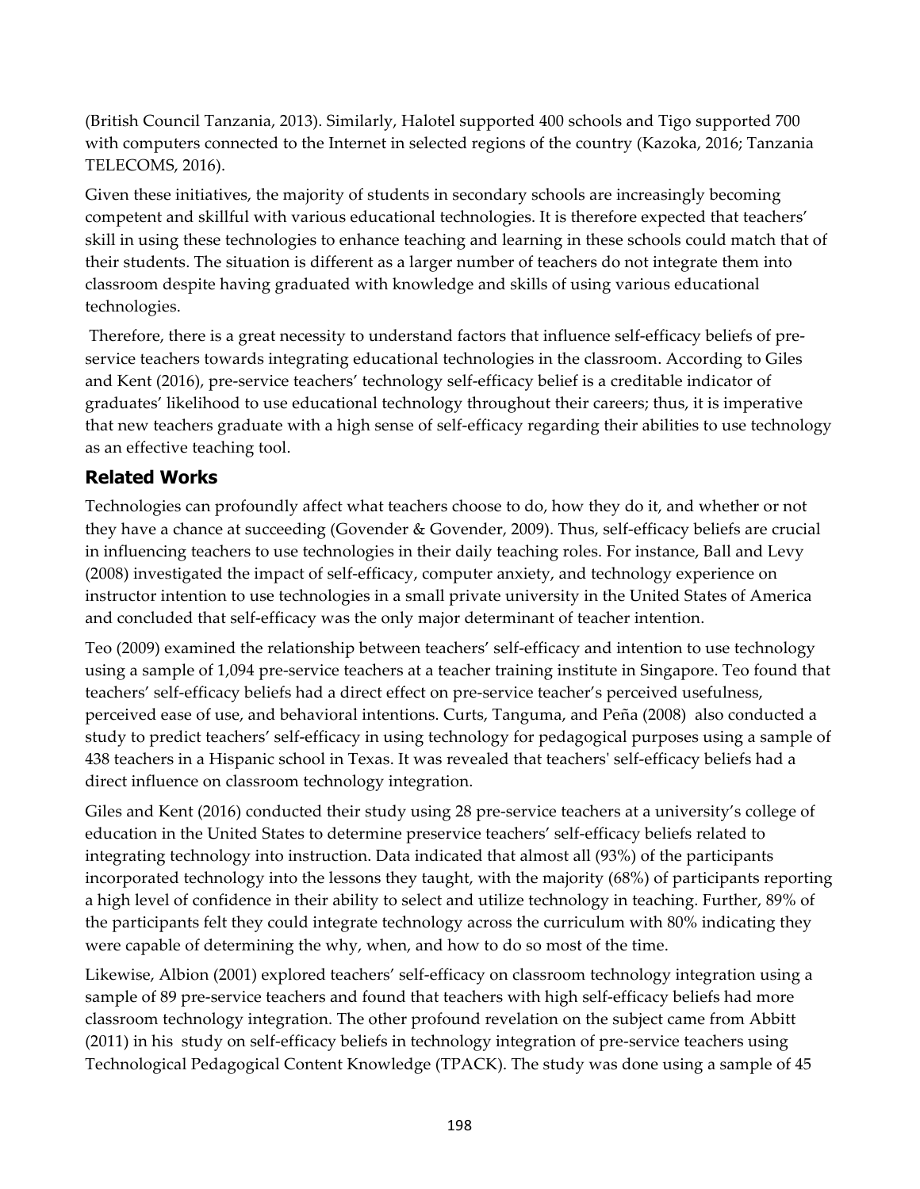(British Council Tanzania, 2013). Similarly, Halotel supported 400 schools and Tigo supported 700 with computers connected to the Internet in selected regions of the country (Kazoka, 2016; Tanzania TELECOMS, 2016).

Given these initiatives, the majority of students in secondary schools are increasingly becoming competent and skillful with various educational technologies. It is therefore expected that teachers' skill in using these technologies to enhance teaching and learning in these schools could match that of their students. The situation is different as a larger number of teachers do not integrate them into classroom despite having graduated with knowledge and skills of using various educational technologies.

Therefore, there is a great necessity to understand factors that influence self-efficacy beliefs of pre-service teachers towards integrating educational technologies in the classroom. According to Giles and Kent (2016), pre-service teachers' technology self-efficacy belief is a creditable indicator of graduates' likelihood to use educational technology throughout their careers; thus, it is imperative that new teachers graduate with a high sense of self-efficacy regarding their abilities to use technology as an effective teaching tool.

## Related Works

Technologies can profoundly affect what teachers choose to do, how they do it, and whether or not they have a chance at succeeding (Govender & Govender, 2009). Thus, self-efficacy beliefs are crucial in influencing teachers to use technologies in their daily teaching roles. For instance, Ball and Levy (2008) investigated the impact of self-efficacy, computer anxiety, and technology experience on instructor intention to use technologies in a small private university in the United States of America and concluded that self-efficacy was the only major determinant of teacher intention.

Teo (2009) examined the relationship between teachers' self-efficacy and intention to use technology using a sample of 1,094 pre-service teachers at a teacher training institute in Singapore. Teo found that teachers' self-efficacy beliefs had a direct effect on pre-service teacher's perceived usefulness, perceived ease of use, and behavioral intentions. Curts, Tanguma, and Peña (2008) also conducted a study to predict teachers' self-efficacy in using technology for pedagogical purposes using a sample of 438 teachers in a Hispanic school in Texas. It was revealed that teachers' self-efficacy beliefs had a direct influence on classroom technology integration.

Giles and Kent (2016) conducted their study using 28 pre-service teachers at a university's college of education in the United States to determine preservice teachers' self-efficacy beliefs related to integrating technology into instruction. Data indicated that almost all (93%) of the participants incorporated technology into the lessons they taught, with the majority (68%) of participants reporting a high level of confidence in their ability to select and utilize technology in teaching. Further, 89% of the participants felt they could integrate technology across the curriculum with 80% indicating they were capable of determining the why, when, and how to do so most of the time.

Likewise, Albion (2001) explored teachers' self-efficacy on classroom technology integration using a sample of 89 pre-service teachers and found that teachers with high self-efficacy beliefs had more classroom technology integration. The other profound revelation on the subject came from Abbitt (2011) in his study on self-efficacy beliefs in technology integration of pre-service teachers using Technological Pedagogical Content Knowledge (TPACK). The study was done using a sample of 45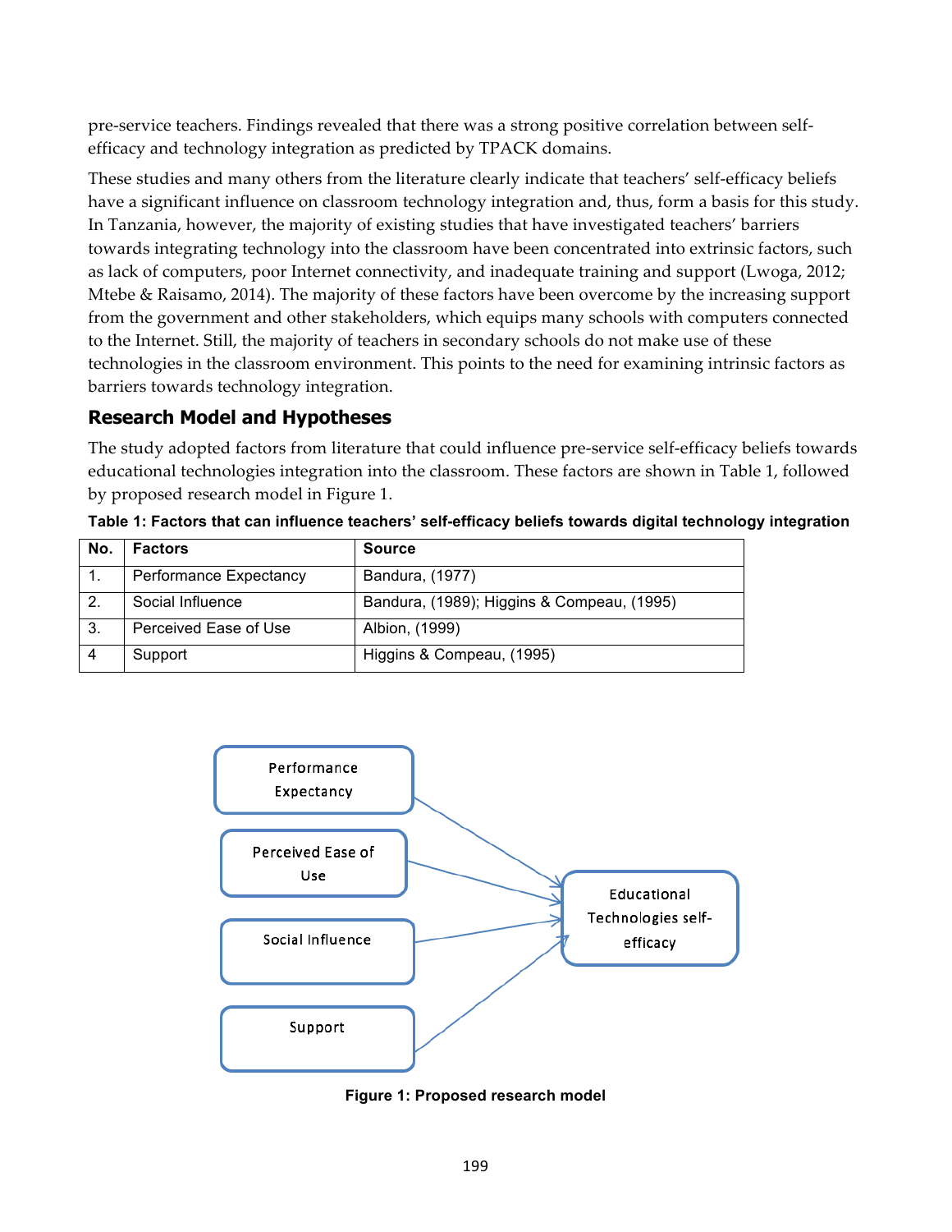pre-service teachers. Findings revealed that there was a strong positive correlation between self-efficacy and technology integration as predicted by TPACK domains.

These studies and many others from the literature clearly indicate that teachers' self-efficacy beliefs have a significant influence on classroom technology integration and, thus, form a basis for this study. In Tanzania, however, the majority of existing studies that have investigated teachers' barriers towards integrating technology into the classroom have been concentrated into extrinsic factors, such as lack of computers, poor Internet connectivity, and inadequate training and support (Lwoga, 2012; Mtebe & Raisamo, 2014). The majority of these factors have been overcome by the increasing support from the government and other stakeholders, which equips many schools with computers connected to the Internet. Still, the majority of teachers in secondary schools do not make use of these technologies in the classroom environment. This points to the need for examining intrinsic factors as barriers towards technology integration.

## Research Model and Hypotheses

The study adopted factors from literature that could influence pre-service self-efficacy beliefs towards educational technologies integration into the classroom. These factors are shown in Table 1, followed by proposed research model in Figure 1.

**Table 1: Factors that can influence teachers' self-efficacy beliefs towards digital technology integration**

| No. | Factors | Source |
|---|---|---|
| 1. | Performance Expectancy | Bandura, (1977) |
| 2. | Social Influence | Bandura, (1989); Higgins & Compeau, (1995) |
| 3. | Perceived Ease of Use | Albion, (1999) |
| 4 | Support | Higgins & Compeau, (1995) |

Performance Expectancy → Educational Technologies self-efficacy
Perceived Ease of Use → Educational Technologies self-efficacy
Social Influence → Educational Technologies self-efficacy
Support → Educational Technologies self-efficacy

**Figure 1: Proposed research model**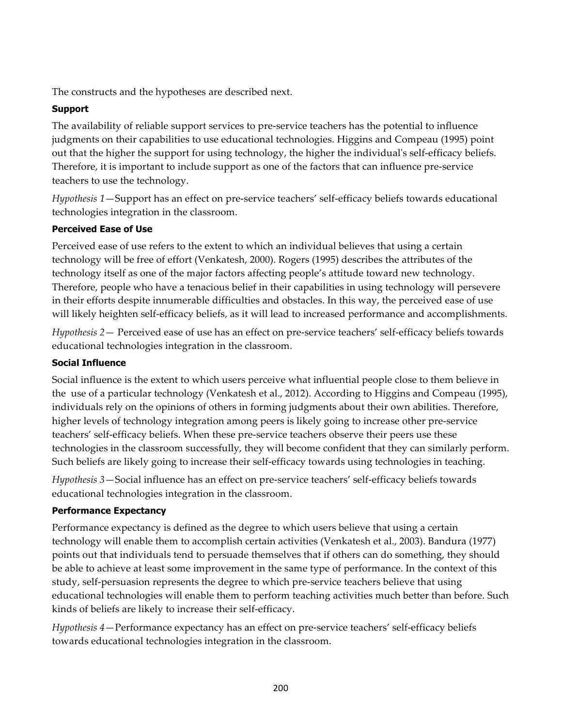The constructs and the hypotheses are described next.

### Support

The availability of reliable support services to pre-service teachers has the potential to influence judgments on their capabilities to use educational technologies. Higgins and Compeau (1995) point out that the higher the support for using technology, the higher the individual's self-efficacy beliefs. Therefore, it is important to include support as one of the factors that can influence pre-service teachers to use the technology.

*Hypothesis 1*—Support has an effect on pre-service teachers' self-efficacy beliefs towards educational technologies integration in the classroom.

### Perceived Ease of Use

Perceived ease of use refers to the extent to which an individual believes that using a certain technology will be free of effort (Venkatesh, 2000). Rogers (1995) describes the attributes of the technology itself as one of the major factors affecting people's attitude toward new technology. Therefore, people who have a tenacious belief in their capabilities in using technology will persevere in their efforts despite innumerable difficulties and obstacles. In this way, the perceived ease of use will likely heighten self-efficacy beliefs, as it will lead to increased performance and accomplishments.

*Hypothesis 2*— Perceived ease of use has an effect on pre-service teachers' self-efficacy beliefs towards educational technologies integration in the classroom.

### Social Influence

Social influence is the extent to which users perceive what influential people close to them believe in the use of a particular technology (Venkatesh et al., 2012). According to Higgins and Compeau (1995), individuals rely on the opinions of others in forming judgments about their own abilities. Therefore, higher levels of technology integration among peers is likely going to increase other pre-service teachers' self-efficacy beliefs. When these pre-service teachers observe their peers use these technologies in the classroom successfully, they will become confident that they can similarly perform. Such beliefs are likely going to increase their self-efficacy towards using technologies in teaching.

*Hypothesis 3*—Social influence has an effect on pre-service teachers' self-efficacy beliefs towards educational technologies integration in the classroom.

### Performance Expectancy

Performance expectancy is defined as the degree to which users believe that using a certain technology will enable them to accomplish certain activities (Venkatesh et al., 2003). Bandura (1977) points out that individuals tend to persuade themselves that if others can do something, they should be able to achieve at least some improvement in the same type of performance. In the context of this study, self-persuasion represents the degree to which pre-service teachers believe that using educational technologies will enable them to perform teaching activities much better than before. Such kinds of beliefs are likely to increase their self-efficacy.

*Hypothesis 4*—Performance expectancy has an effect on pre-service teachers' self-efficacy beliefs towards educational technologies integration in the classroom.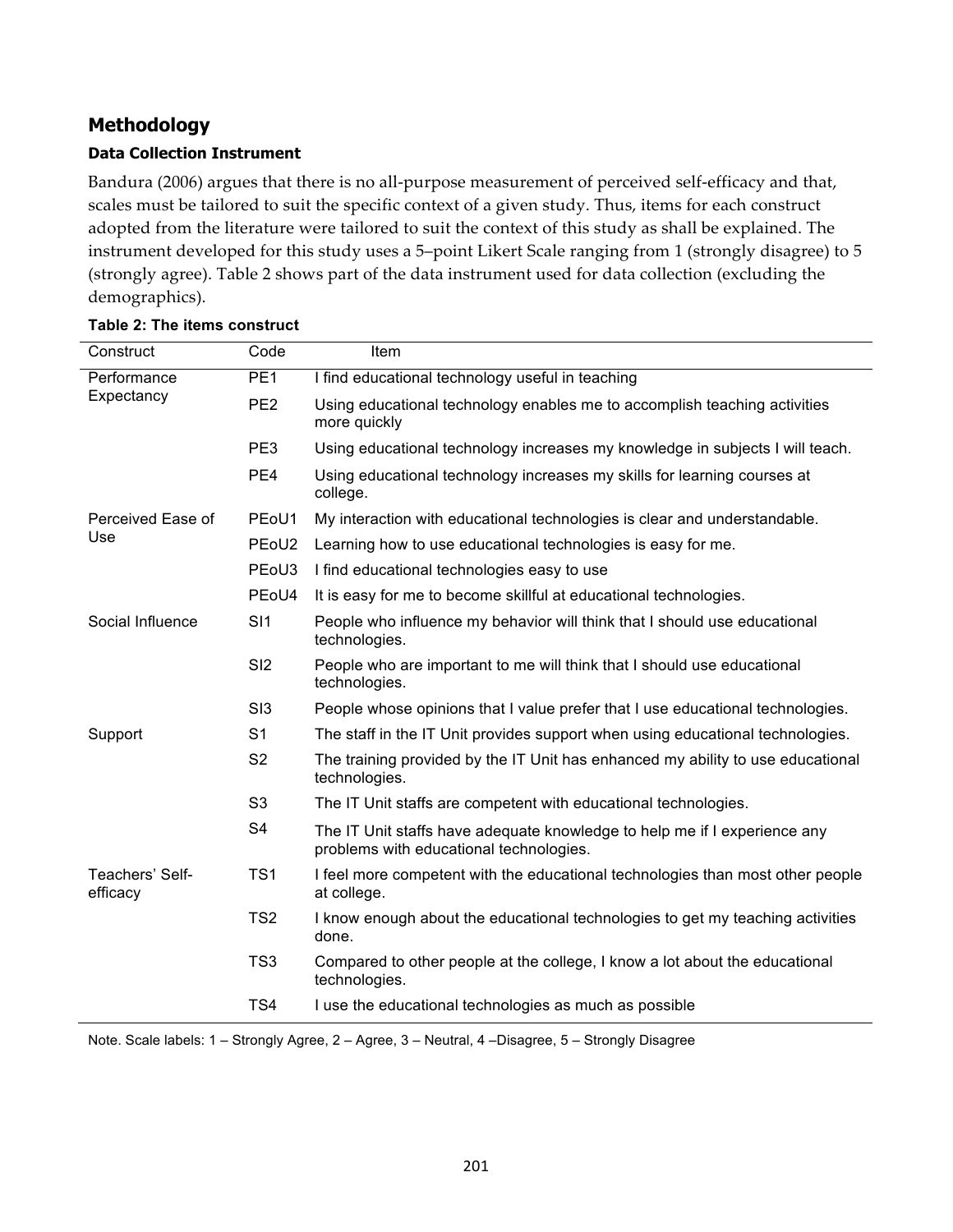## Methodology

### Data Collection Instrument

Bandura (2006) argues that there is no all-purpose measurement of perceived self-efficacy and that, scales must be tailored to suit the specific context of a given study. Thus, items for each construct adopted from the literature were tailored to suit the context of this study as shall be explained. The instrument developed for this study uses a 5–point Likert Scale ranging from 1 (strongly disagree) to 5 (strongly agree). Table 2 shows part of the data instrument used for data collection (excluding the demographics).

**Table 2: The items construct**

| Construct | Code | Item |
|---|---|---|
| Performance Expectancy | PE1 | I find educational technology useful in teaching |
| | PE2 | Using educational technology enables me to accomplish teaching activities more quickly |
| | PE3 | Using educational technology increases my knowledge in subjects I will teach. |
| | PE4 | Using educational technology increases my skills for learning courses at college. |
| Perceived Ease of Use | PEoU1 | My interaction with educational technologies is clear and understandable. |
| | PEoU2 | Learning how to use educational technologies is easy for me. |
| | PEoU3 | I find educational technologies easy to use |
| | PEoU4 | It is easy for me to become skillful at educational technologies. |
| Social Influence | SI1 | People who influence my behavior will think that I should use educational technologies. |
| | SI2 | People who are important to me will think that I should use educational technologies. |
| | SI3 | People whose opinions that I value prefer that I use educational technologies. |
| Support | S1 | The staff in the IT Unit provides support when using educational technologies. |
| | S2 | The training provided by the IT Unit has enhanced my ability to use educational technologies. |
| | S3 | The IT Unit staffs are competent with educational technologies. |
| | S4 | The IT Unit staffs have adequate knowledge to help me if I experience any problems with educational technologies. |
| Teachers' Self-efficacy | TS1 | I feel more competent with the educational technologies than most other people at college. |
| | TS2 | I know enough about the educational technologies to get my teaching activities done. |
| | TS3 | Compared to other people at the college, I know a lot about the educational technologies. |
| | TS4 | I use the educational technologies as much as possible |

Note. Scale labels: 1 – Strongly Agree, 2 – Agree, 3 – Neutral, 4 –Disagree, 5 – Strongly Disagree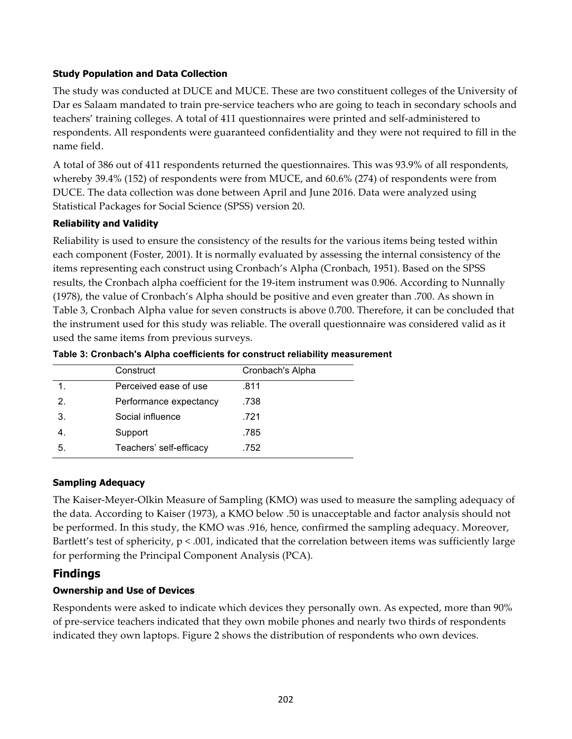### Study Population and Data Collection

The study was conducted at DUCE and MUCE. These are two constituent colleges of the University of Dar es Salaam mandated to train pre-service teachers who are going to teach in secondary schools and teachers' training colleges. A total of 411 questionnaires were printed and self-administered to respondents. All respondents were guaranteed confidentiality and they were not required to fill in the name field.

A total of 386 out of 411 respondents returned the questionnaires. This was 93.9% of all respondents, whereby 39.4% (152) of respondents were from MUCE, and 60.6% (274) of respondents were from DUCE. The data collection was done between April and June 2016. Data were analyzed using Statistical Packages for Social Science (SPSS) version 20.

### Reliability and Validity

Reliability is used to ensure the consistency of the results for the various items being tested within each component (Foster, 2001). It is normally evaluated by assessing the internal consistency of the items representing each construct using Cronbach's Alpha (Cronbach, 1951). Based on the SPSS results, the Cronbach alpha coefficient for the 19-item instrument was 0.906. According to Nunnally (1978), the value of Cronbach's Alpha should be positive and even greater than .700. As shown in Table 3, Cronbach Alpha value for seven constructs is above 0.700. Therefore, it can be concluded that the instrument used for this study was reliable. The overall questionnaire was considered valid as it used the same items from previous surveys.

**Table 3: Cronbach's Alpha coefficients for construct reliability measurement**

| | Construct | Cronbach's Alpha |
|---|---|---|
| 1. | Perceived ease of use | .811 |
| 2. | Performance expectancy | .738 |
| 3. | Social influence | .721 |
| 4. | Support | .785 |
| 5. | Teachers' self-efficacy | .752 |

### Sampling Adequacy

The Kaiser-Meyer-Olkin Measure of Sampling (KMO) was used to measure the sampling adequacy of the data. According to Kaiser (1973), a KMO below .50 is unacceptable and factor analysis should not be performed. In this study, the KMO was .916, hence, confirmed the sampling adequacy. Moreover, Bartlett's test of sphericity, $p < .001$, indicated that the correlation between items was sufficiently large for performing the Principal Component Analysis (PCA).

## Findings

### Ownership and Use of Devices

Respondents were asked to indicate which devices they personally own. As expected, more than 90% of pre-service teachers indicated that they own mobile phones and nearly two thirds of respondents indicated they own laptops. Figure 2 shows the distribution of respondents who own devices.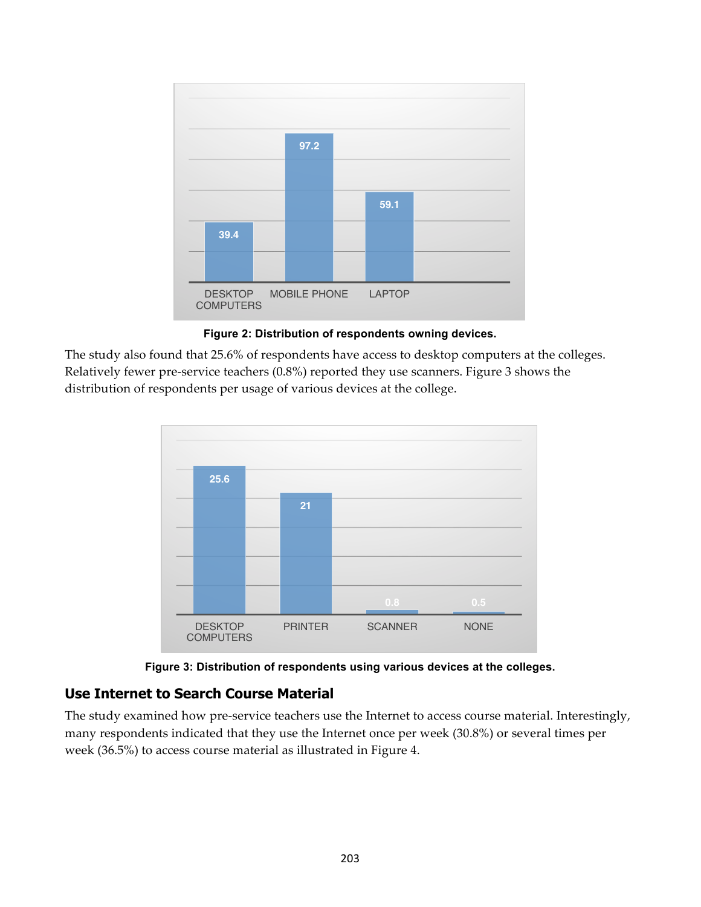| DESKTOP COMPUTERS | MOBILE PHONE | LAPTOP |
| --- | --- | --- |
| 39.4 | 97.2 | 59.1 |

**Figure 2: Distribution of respondents owning devices.**

The study also found that 25.6% of respondents have access to desktop computers at the colleges. Relatively fewer pre-service teachers (0.8%) reported they use scanners. Figure 3 shows the distribution of respondents per usage of various devices at the college.

| DESKTOP COMPUTERS | PRINTER | SCANNER | NONE |
| --- | --- | --- | --- |
| 25.6 | 21 | 0.8 | 0.5 |

**Figure 3: Distribution of respondents using various devices at the colleges.**

## Use Internet to Search Course Material

The study examined how pre-service teachers use the Internet to access course material. Interestingly, many respondents indicated that they use the Internet once per week (30.8%) or several times per week (36.5%) to access course material as illustrated in Figure 4.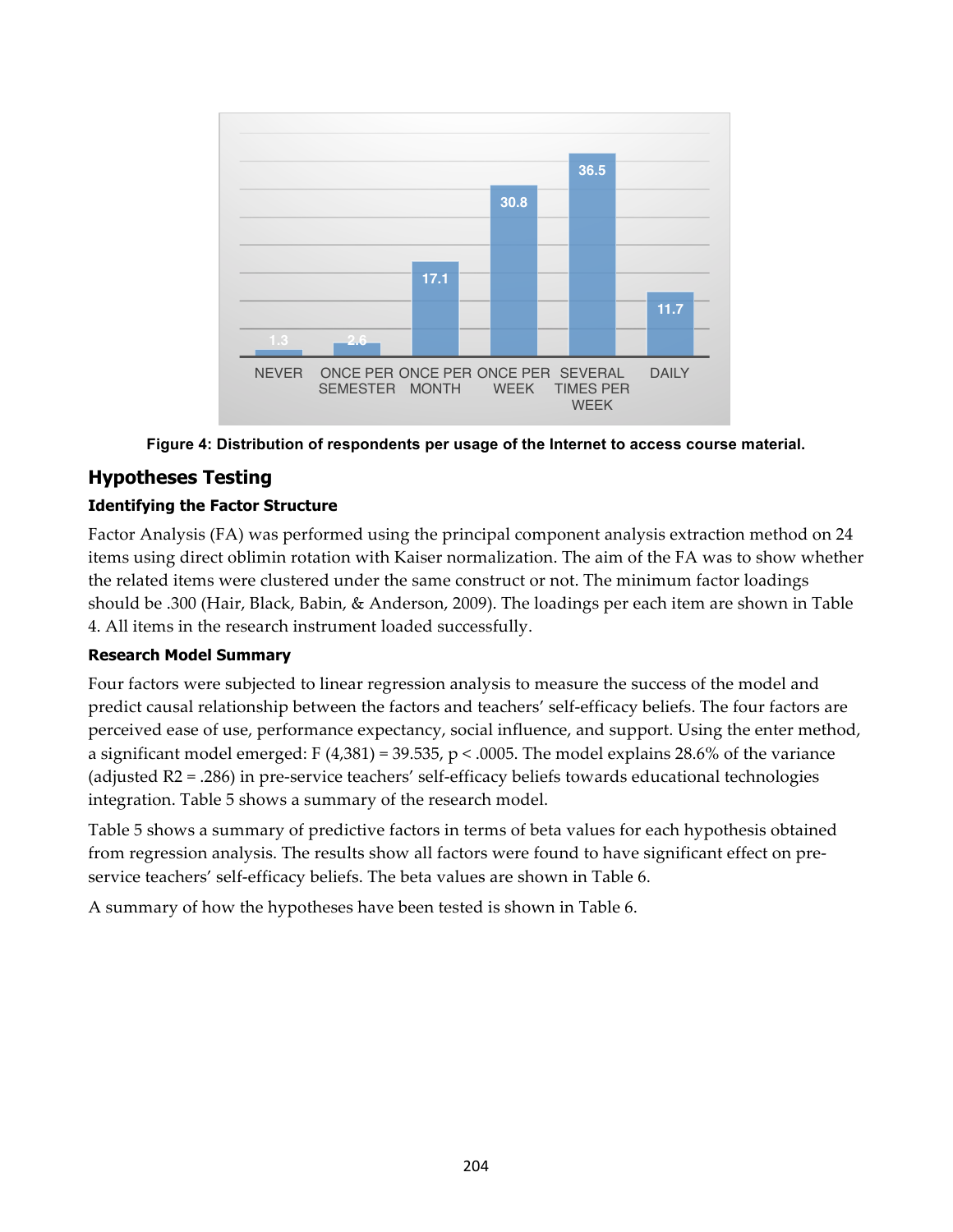Figure 4: Distribution of respondents per usage of the Internet to access course material.

## Hypotheses Testing

### Identifying the Factor Structure

Factor Analysis (FA) was performed using the principal component analysis extraction method on 24 items using direct oblimin rotation with Kaiser normalization. The aim of the FA was to show whether the related items were clustered under the same construct or not. The minimum factor loadings should be .300 (Hair, Black, Babin, & Anderson, 2009). The loadings per each item are shown in Table 4. All items in the research instrument loaded successfully.

### Research Model Summary

Four factors were subjected to linear regression analysis to measure the success of the model and predict causal relationship between the factors and teachers' self-efficacy beliefs. The four factors are perceived ease of use, performance expectancy, social influence, and support. Using the enter method, a significant model emerged: $F(4,381) = 39.535$, $p < .0005$. The model explains 28.6% of the variance (adjusted $R2 = .286$) in pre-service teachers' self-efficacy beliefs towards educational technologies integration. Table 5 shows a summary of the research model.

Table 5 shows a summary of predictive factors in terms of beta values for each hypothesis obtained from regression analysis. The results show all factors were found to have significant effect on pre-service teachers' self-efficacy beliefs. The beta values are shown in Table 6.

A summary of how the hypotheses have been tested is shown in Table 6.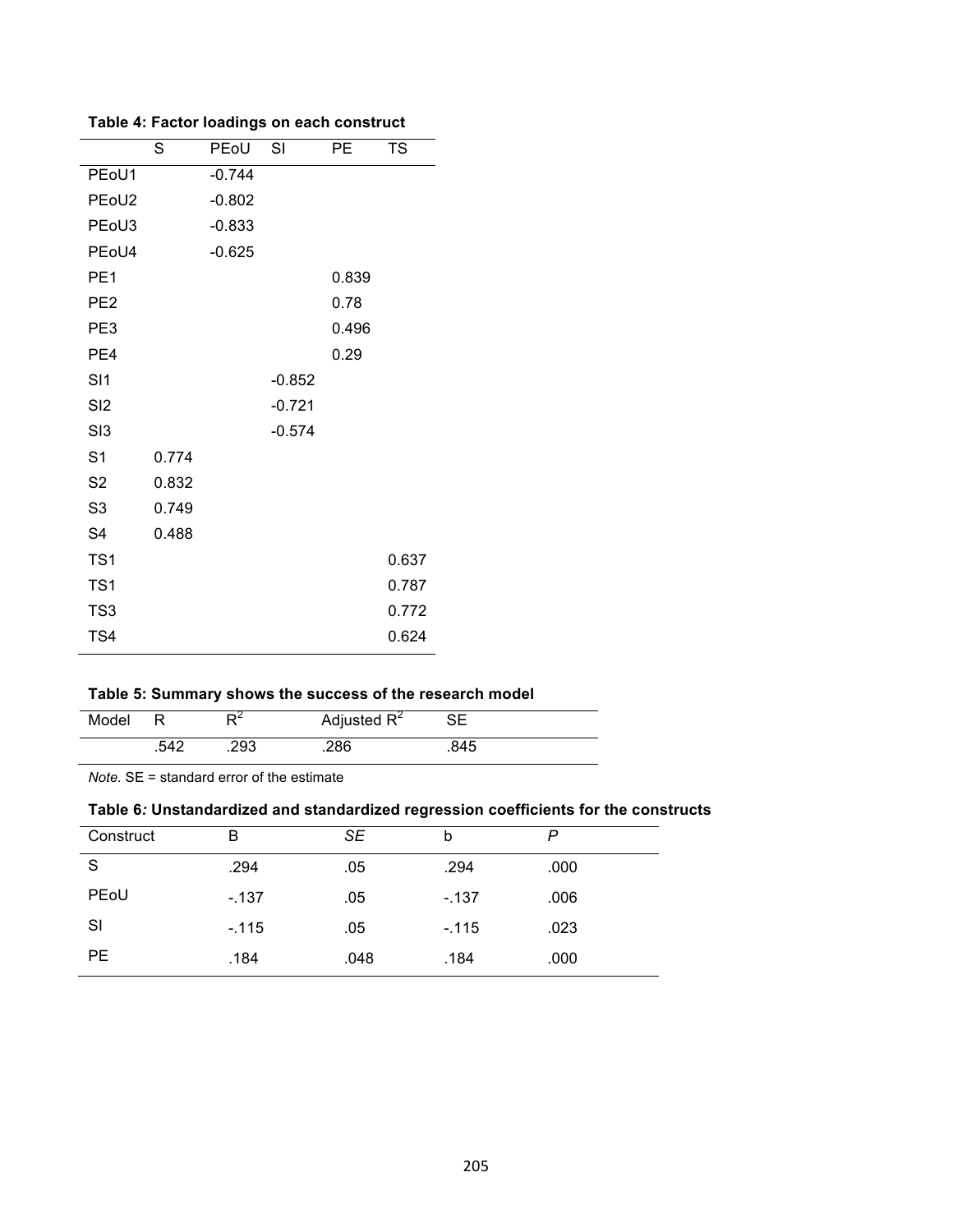**Table 4: Factor loadings on each construct**

| | S | PEoU | SI | PE | TS |
|---|---|---|---|---|---|
| PEoU1 | | -0.744 | | | |
| PEoU2 | | -0.802 | | | |
| PEoU3 | | -0.833 | | | |
| PEoU4 | | -0.625 | | | |
| PE1 | | | | 0.839 | |
| PE2 | | | | 0.78 | |
| PE3 | | | | 0.496 | |
| PE4 | | | | 0.29 | |
| SI1 | | | -0.852 | | |
| SI2 | | | -0.721 | | |
| SI3 | | | -0.574 | | |
| S1 | 0.774 | | | | |
| S2 | 0.832 | | | | |
| S3 | 0.749 | | | | |
| S4 | 0.488 | | | | |
| TS1 | | | | | 0.637 |
| TS1 | | | | | 0.787 |
| TS3 | | | | | 0.772 |
| TS4 | | | | | 0.624 |

**Table 5: Summary shows the success of the research model**

| Model | R | $R^2$ | Adjusted $R^2$ | SE |
|---|---|---|---|---|
| | .542 | .293 | .286 | .845 |

*Note.* SE = standard error of the estimate

**Table 6*:* Unstandardized and standardized regression coefficients for the constructs**

| Construct | B | *SE* | b | *P* |
|---|---|---|---|---|
| S | .294 | .05 | .294 | .000 |
| PEoU | -.137 | .05 | -.137 | .006 |
| SI | -.115 | .05 | -.115 | .023 |
| PE | .184 | .048 | .184 | .000 |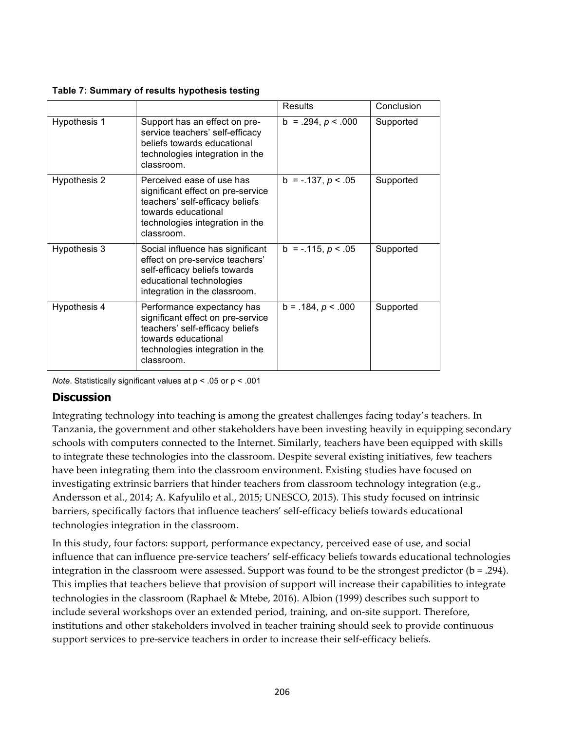**Table 7: Summary of results hypothesis testing**

| | | Results | Conclusion |
|---|---|---|---|
| Hypothesis 1 | Support has an effect on pre-service teachers' self-efficacy beliefs towards educational technologies integration in the classroom. | b = .294, $p < .000$ | Supported |
| Hypothesis 2 | Perceived ease of use has significant effect on pre-service teachers' self-efficacy beliefs towards educational technologies integration in the classroom. | b = -.137, $p < .05$ | Supported |
| Hypothesis 3 | Social influence has significant effect on pre-service teachers' self-efficacy beliefs towards educational technologies integration in the classroom. | b = -.115, $p < .05$ | Supported |
| Hypothesis 4 | Performance expectancy has significant effect on pre-service teachers' self-efficacy beliefs towards educational technologies integration in the classroom. | b = .184, $p < .000$ | Supported |

*Note*. Statistically significant values at $p < .05$ or $p < .001$

## Discussion

Integrating technology into teaching is among the greatest challenges facing today's teachers. In Tanzania, the government and other stakeholders have been investing heavily in equipping secondary schools with computers connected to the Internet. Similarly, teachers have been equipped with skills to integrate these technologies into the classroom. Despite several existing initiatives, few teachers have been integrating them into the classroom environment. Existing studies have focused on investigating extrinsic barriers that hinder teachers from classroom technology integration (e.g., Andersson et al., 2014; A. Kafyulilo et al., 2015; UNESCO, 2015). This study focused on intrinsic barriers, specifically factors that influence teachers' self-efficacy beliefs towards educational technologies integration in the classroom.

In this study, four factors: support, performance expectancy, perceived ease of use, and social influence that can influence pre-service teachers' self-efficacy beliefs towards educational technologies integration in the classroom were assessed. Support was found to be the strongest predictor (b = .294). This implies that teachers believe that provision of support will increase their capabilities to integrate technologies in the classroom (Raphael & Mtebe, 2016). Albion (1999) describes such support to include several workshops over an extended period, training, and on-site support. Therefore, institutions and other stakeholders involved in teacher training should seek to provide continuous support services to pre-service teachers in order to increase their self-efficacy beliefs.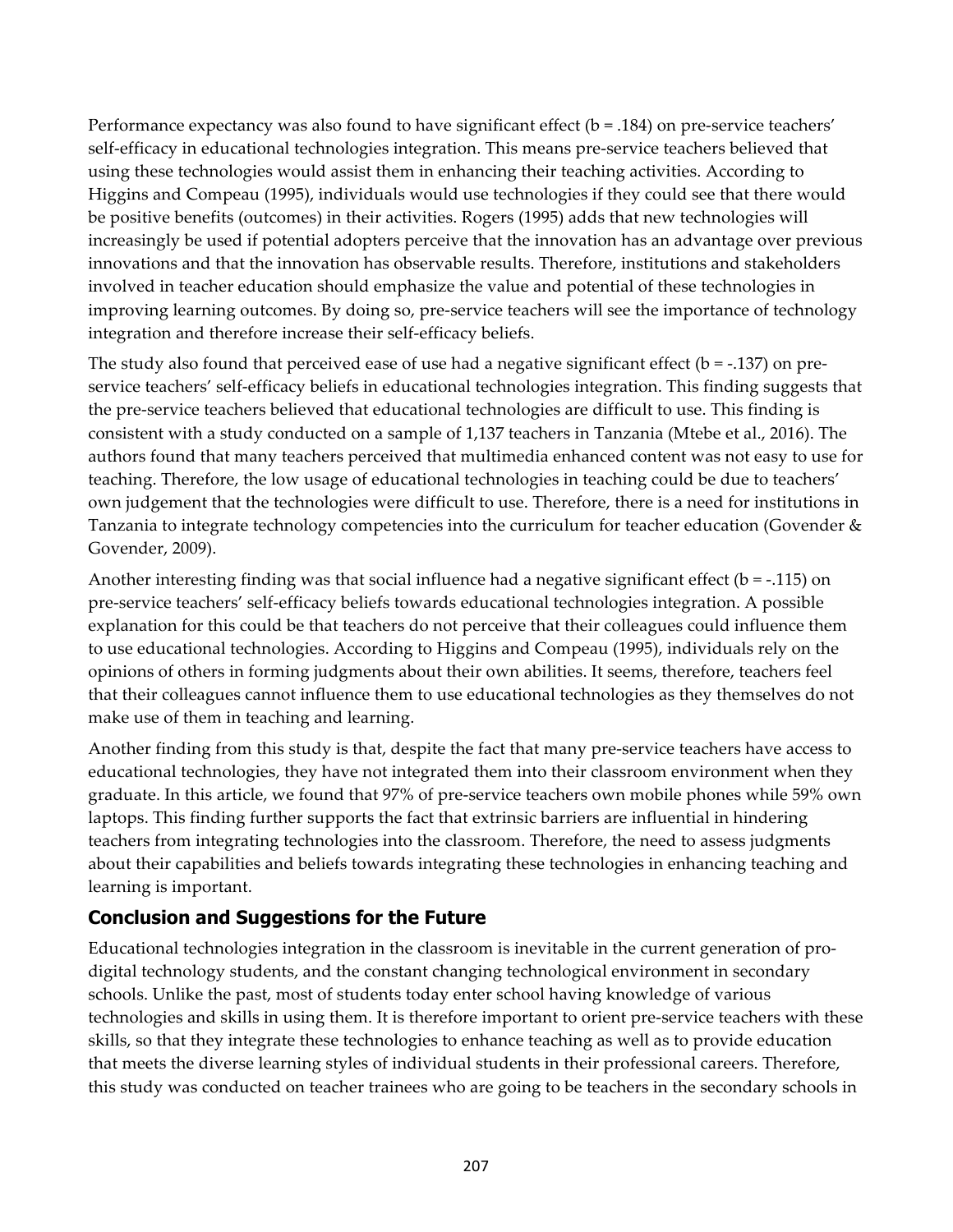Performance expectancy was also found to have significant effect (b = .184) on pre-service teachers' self-efficacy in educational technologies integration. This means pre-service teachers believed that using these technologies would assist them in enhancing their teaching activities. According to Higgins and Compeau (1995), individuals would use technologies if they could see that there would be positive benefits (outcomes) in their activities. Rogers (1995) adds that new technologies will increasingly be used if potential adopters perceive that the innovation has an advantage over previous innovations and that the innovation has observable results. Therefore, institutions and stakeholders involved in teacher education should emphasize the value and potential of these technologies in improving learning outcomes. By doing so, pre-service teachers will see the importance of technology integration and therefore increase their self-efficacy beliefs.

The study also found that perceived ease of use had a negative significant effect (b = -.137) on pre-service teachers' self-efficacy beliefs in educational technologies integration. This finding suggests that the pre-service teachers believed that educational technologies are difficult to use. This finding is consistent with a study conducted on a sample of 1,137 teachers in Tanzania (Mtebe et al., 2016). The authors found that many teachers perceived that multimedia enhanced content was not easy to use for teaching. Therefore, the low usage of educational technologies in teaching could be due to teachers' own judgement that the technologies were difficult to use. Therefore, there is a need for institutions in Tanzania to integrate technology competencies into the curriculum for teacher education (Govender & Govender, 2009).

Another interesting finding was that social influence had a negative significant effect (b = -.115) on pre-service teachers' self-efficacy beliefs towards educational technologies integration. A possible explanation for this could be that teachers do not perceive that their colleagues could influence them to use educational technologies. According to Higgins and Compeau (1995), individuals rely on the opinions of others in forming judgments about their own abilities. It seems, therefore, teachers feel that their colleagues cannot influence them to use educational technologies as they themselves do not make use of them in teaching and learning.

Another finding from this study is that, despite the fact that many pre-service teachers have access to educational technologies, they have not integrated them into their classroom environment when they graduate. In this article, we found that 97% of pre-service teachers own mobile phones while 59% own laptops. This finding further supports the fact that extrinsic barriers are influential in hindering teachers from integrating technologies into the classroom. Therefore, the need to assess judgments about their capabilities and beliefs towards integrating these technologies in enhancing teaching and learning is important.

## Conclusion and Suggestions for the Future

Educational technologies integration in the classroom is inevitable in the current generation of pro-digital technology students, and the constant changing technological environment in secondary schools. Unlike the past, most of students today enter school having knowledge of various technologies and skills in using them. It is therefore important to orient pre-service teachers with these skills, so that they integrate these technologies to enhance teaching as well as to provide education that meets the diverse learning styles of individual students in their professional careers. Therefore, this study was conducted on teacher trainees who are going to be teachers in the secondary schools in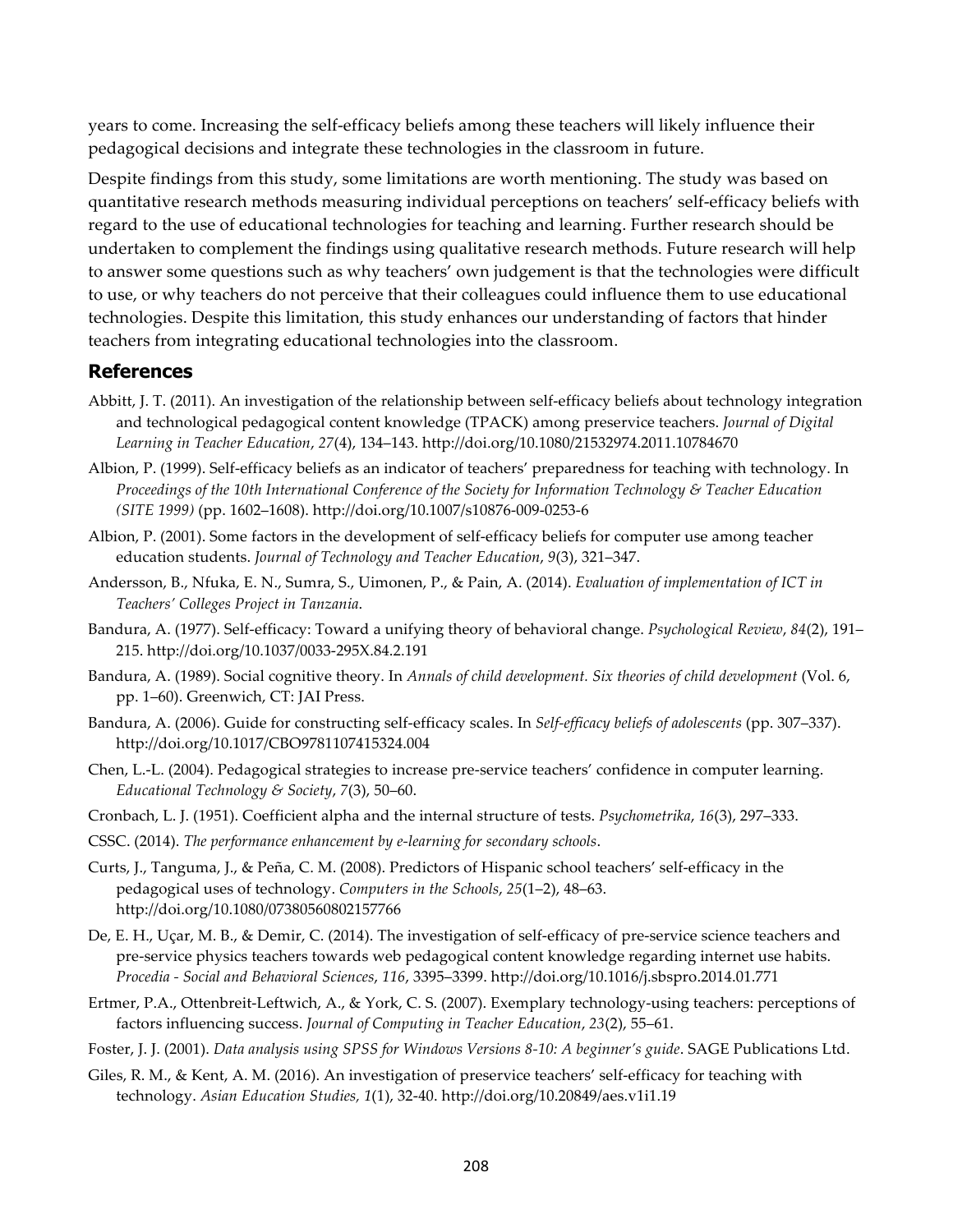years to come. Increasing the self-efficacy beliefs among these teachers will likely influence their pedagogical decisions and integrate these technologies in the classroom in future.

Despite findings from this study, some limitations are worth mentioning. The study was based on quantitative research methods measuring individual perceptions on teachers' self-efficacy beliefs with regard to the use of educational technologies for teaching and learning. Further research should be undertaken to complement the findings using qualitative research methods. Future research will help to answer some questions such as why teachers' own judgement is that the technologies were difficult to use, or why teachers do not perceive that their colleagues could influence them to use educational technologies. Despite this limitation, this study enhances our understanding of factors that hinder teachers from integrating educational technologies into the classroom.

## References

Abbitt, J. T. (2011). An investigation of the relationship between self-efficacy beliefs about technology integration and technological pedagogical content knowledge (TPACK) among preservice teachers. *Journal of Digital Learning in Teacher Education*, *27*(4), 134–143. http://doi.org/10.1080/21532974.2011.10784670

Albion, P. (1999). Self-efficacy beliefs as an indicator of teachers' preparedness for teaching with technology. In *Proceedings of the 10th International Conference of the Society for Information Technology & Teacher Education (SITE 1999)* (pp. 1602–1608). http://doi.org/10.1007/s10876-009-0253-6

Albion, P. (2001). Some factors in the development of self-efficacy beliefs for computer use among teacher education students. *Journal of Technology and Teacher Education*, *9*(3), 321–347.

Andersson, B., Nfuka, E. N., Sumra, S., Uimonen, P., & Pain, A. (2014). *Evaluation of implementation of ICT in Teachers' Colleges Project in Tanzania*.

Bandura, A. (1977). Self-efficacy: Toward a unifying theory of behavioral change. *Psychological Review*, *84*(2), 191–215. http://doi.org/10.1037/0033-295X.84.2.191

Bandura, A. (1989). Social cognitive theory. In *Annals of child development. Six theories of child development* (Vol. 6, pp. 1–60). Greenwich, CT: JAI Press.

Bandura, A. (2006). Guide for constructing self-efficacy scales. In *Self-efficacy beliefs of adolescents* (pp. 307–337). http://doi.org/10.1017/CBO9781107415324.004

Chen, L.-L. (2004). Pedagogical strategies to increase pre-service teachers' confidence in computer learning. *Educational Technology & Society*, *7*(3), 50–60.

Cronbach, L. J. (1951). Coefficient alpha and the internal structure of tests. *Psychometrika*, *16*(3), 297–333.

CSSC. (2014). *The performance enhancement by e-learning for secondary schools*.

Curts, J., Tanguma, J., & Peña, C. M. (2008). Predictors of Hispanic school teachers' self-efficacy in the pedagogical uses of technology. *Computers in the Schools*, *25*(1–2), 48–63. http://doi.org/10.1080/07380560802157766

De, E. H., Uçar, M. B., & Demir, C. (2014). The investigation of self-efficacy of pre-service science teachers and pre-service physics teachers towards web pedagogical content knowledge regarding internet use habits. *Procedia - Social and Behavioral Sciences*, *116*, 3395–3399. http://doi.org/10.1016/j.sbspro.2014.01.771

Ertmer, P.A., Ottenbreit-Leftwich, A., & York, C. S. (2007). Exemplary technology-using teachers: perceptions of factors influencing success. *Journal of Computing in Teacher Education*, *23*(2), 55–61.

Foster, J. J. (2001). *Data analysis using SPSS for Windows Versions 8-10: A beginner's guide*. SAGE Publications Ltd.

Giles, R. M., & Kent, A. M. (2016). An investigation of preservice teachers' self-efficacy for teaching with technology. *Asian Education Studies, 1*(1), 32-40. http://doi.org/10.20849/aes.v1i1.19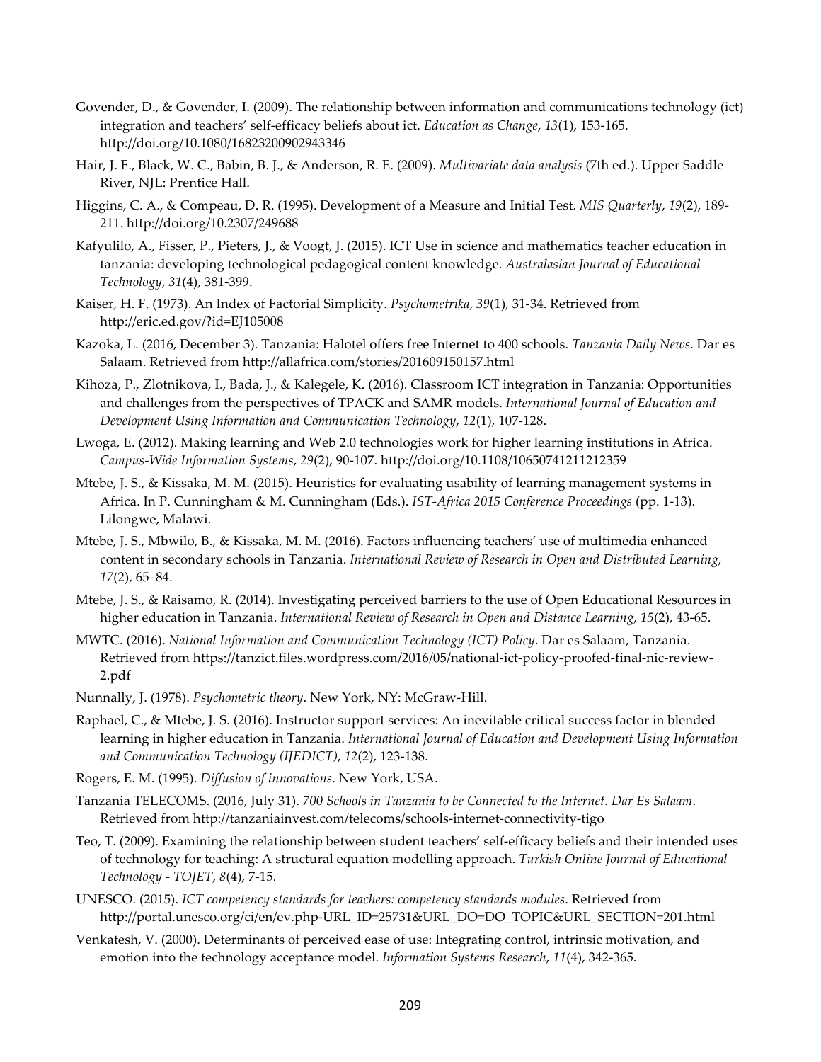Govender, D., & Govender, I. (2009). The relationship between information and communications technology (ict) integration and teachers' self-efficacy beliefs about ict. *Education as Change*, *13*(1), 153-165. http://doi.org/10.1080/16823200902943346

Hair, J. F., Black, W. C., Babin, B. J., & Anderson, R. E. (2009). *Multivariate data analysis* (7th ed.). Upper Saddle River, NJL: Prentice Hall.

Higgins, C. A., & Compeau, D. R. (1995). Development of a Measure and Initial Test. *MIS Quarterly*, *19*(2), 189-211. http://doi.org/10.2307/249688

Kafyulilo, A., Fisser, P., Pieters, J., & Voogt, J. (2015). ICT Use in science and mathematics teacher education in tanzania: developing technological pedagogical content knowledge. *Australasian Journal of Educational Technology*, *31*(4), 381-399.

Kaiser, H. F. (1973). An Index of Factorial Simplicity. *Psychometrika*, *39*(1), 31-34. Retrieved from http://eric.ed.gov/?id=EJ105008

Kazoka, L. (2016, December 3). Tanzania: Halotel offers free Internet to 400 schools. *Tanzania Daily News*. Dar es Salaam. Retrieved from http://allafrica.com/stories/201609150157.html

Kihoza, P., Zlotnikova, I., Bada, J., & Kalegele, K. (2016). Classroom ICT integration in Tanzania: Opportunities and challenges from the perspectives of TPACK and SAMR models. *International Journal of Education and Development Using Information and Communication Technology*, *12*(1), 107-128.

Lwoga, E. (2012). Making learning and Web 2.0 technologies work for higher learning institutions in Africa. *Campus-Wide Information Systems*, *29*(2), 90-107. http://doi.org/10.1108/10650741211212359

Mtebe, J. S., & Kissaka, M. M. (2015). Heuristics for evaluating usability of learning management systems in Africa. In P. Cunningham & M. Cunningham (Eds.). *IST-Africa 2015 Conference Proceedings* (pp. 1-13). Lilongwe, Malawi.

Mtebe, J. S., Mbwilo, B., & Kissaka, M. M. (2016). Factors influencing teachers' use of multimedia enhanced content in secondary schools in Tanzania. *International Review of Research in Open and Distributed Learning*, *17*(2), 65–84.

Mtebe, J. S., & Raisamo, R. (2014). Investigating perceived barriers to the use of Open Educational Resources in higher education in Tanzania. *International Review of Research in Open and Distance Learning*, *15*(2), 43-65.

MWTC. (2016). *National Information and Communication Technology (ICT) Policy*. Dar es Salaam, Tanzania. Retrieved from https://tanzict.files.wordpress.com/2016/05/national-ict-policy-proofed-final-nic-review-2.pdf

Nunnally, J. (1978). *Psychometric theory*. New York, NY: McGraw-Hill.

Raphael, C., & Mtebe, J. S. (2016). Instructor support services: An inevitable critical success factor in blended learning in higher education in Tanzania. *International Journal of Education and Development Using Information and Communication Technology (IJEDICT)*, *12*(2), 123-138.

Rogers, E. M. (1995). *Diffusion of innovations*. New York, USA.

Tanzania TELECOMS. (2016, July 31). *700 Schools in Tanzania to be Connected to the Internet. Dar Es Salaam*. Retrieved from http://tanzaniainvest.com/telecoms/schools-internet-connectivity-tigo

Teo, T. (2009). Examining the relationship between student teachers' self-efficacy beliefs and their intended uses of technology for teaching: A structural equation modelling approach. *Turkish Online Journal of Educational Technology - TOJET*, *8*(4), 7-15.

UNESCO. (2015). *ICT competency standards for teachers: competency standards modules*. Retrieved from http://portal.unesco.org/ci/en/ev.php-URL_ID=25731&URL_DO=DO_TOPIC&URL_SECTION=201.html

Venkatesh, V. (2000). Determinants of perceived ease of use: Integrating control, intrinsic motivation, and emotion into the technology acceptance model. *Information Systems Research*, *11*(4), 342-365.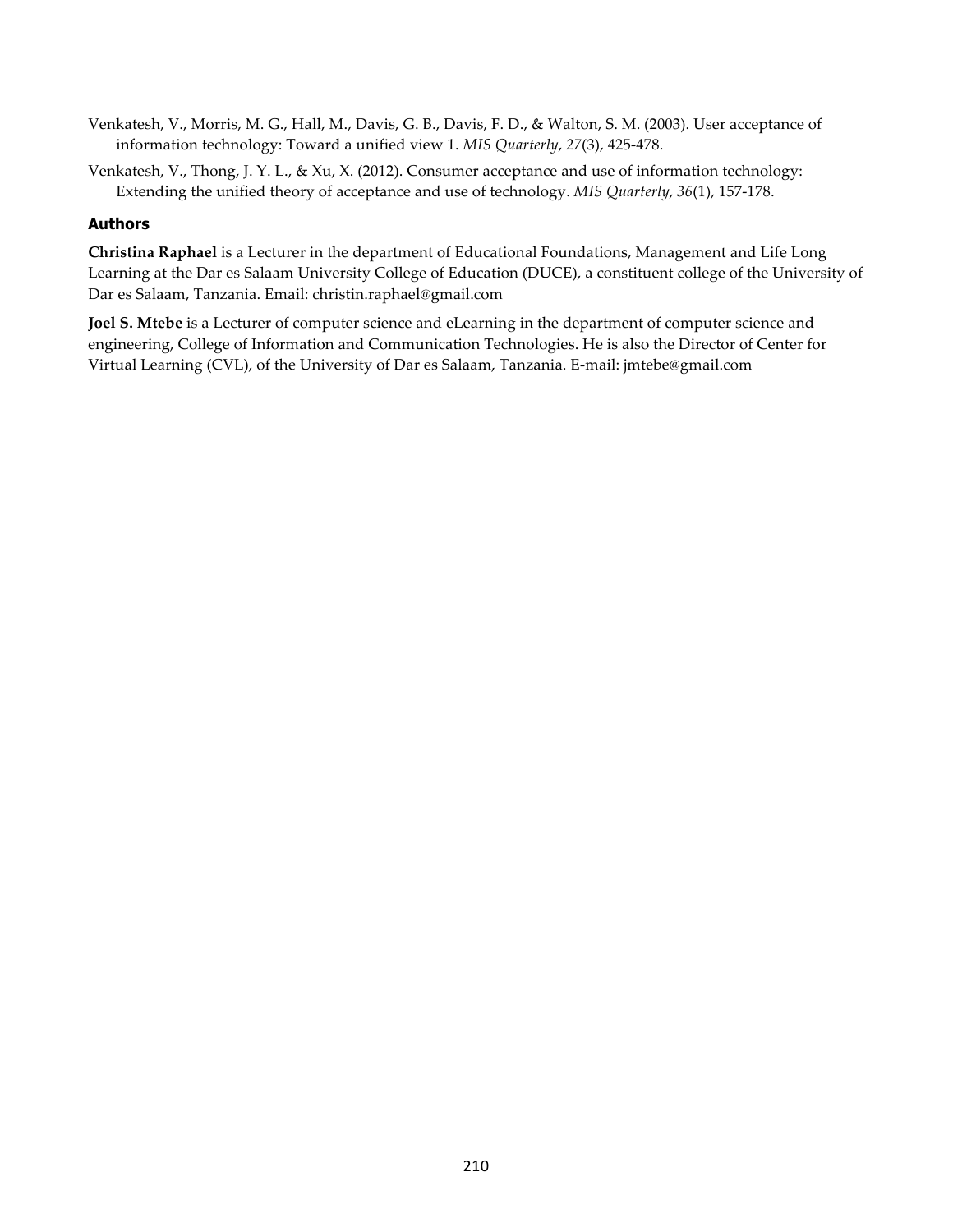Venkatesh, V., Morris, M. G., Hall, M., Davis, G. B., Davis, F. D., & Walton, S. M. (2003). User acceptance of information technology: Toward a unified view 1. *MIS Quarterly*, *27*(3), 425-478.

Venkatesh, V., Thong, J. Y. L., & Xu, X. (2012). Consumer acceptance and use of information technology: Extending the unified theory of acceptance and use of technology. *MIS Quarterly*, *36*(1), 157-178.

## Authors

**Christina Raphael** is a Lecturer in the department of Educational Foundations, Management and Life Long Learning at the Dar es Salaam University College of Education (DUCE), a constituent college of the University of Dar es Salaam, Tanzania. Email: christin.raphael@gmail.com

**Joel S. Mtebe** is a Lecturer of computer science and eLearning in the department of computer science and engineering, College of Information and Communication Technologies. He is also the Director of Center for Virtual Learning (CVL), of the University of Dar es Salaam, Tanzania. E-mail: jmtebe@gmail.com